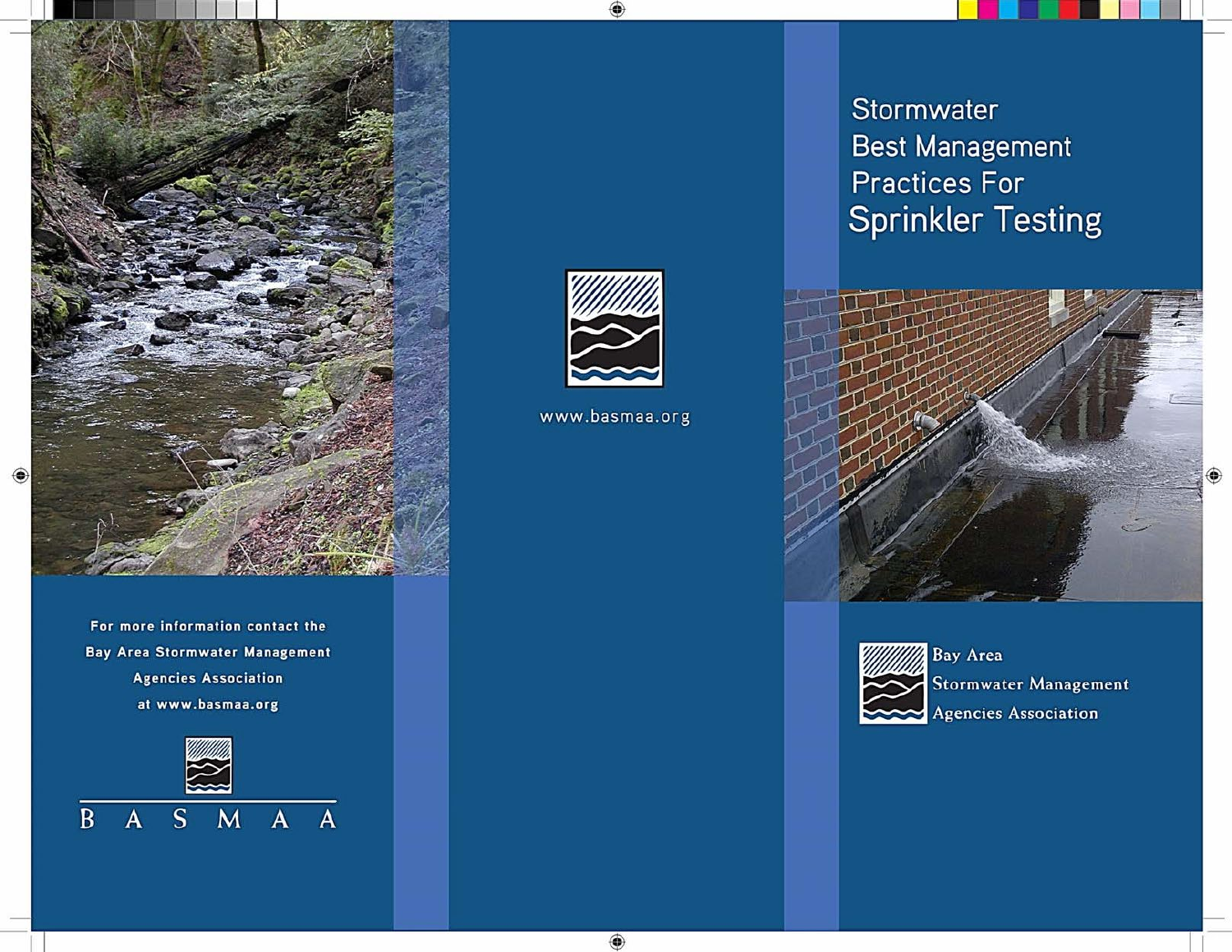For more information contact the Bay Area Stormwater Management Agencies Association at www.basmaa.org

B A S M A A

www.basmaa.org

# Stormwater Best Management Practices For Sprinkler Testing

Bay Area Stormwater Management Agencies Association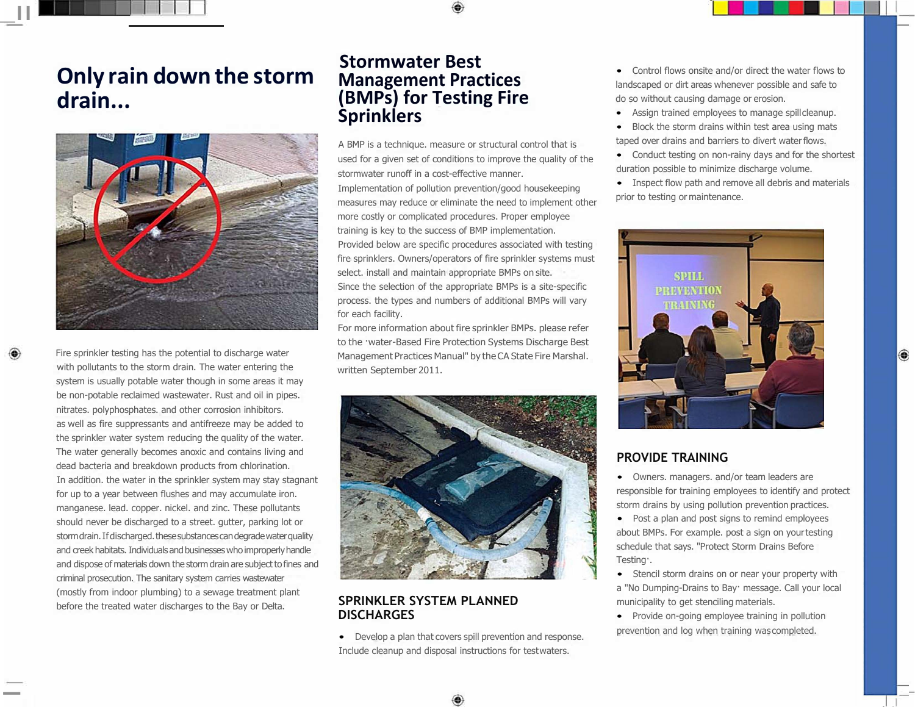# Only rain down the storm drain...

Fire sprinkler testing has the potential to discharge water with pollutants to the storm drain. The water entering the system is usually potable water though in some areas it may be non-potable reclaimed wastewater. Rust and oil in pipes. nitrates. polyphosphates. and other corrosion inhibitors. as well as fire suppressants and antifreeze may be added to the sprinkler water system reducing the quality of the water. The water generally becomes anoxic and contains living and dead bacteria and breakdown products from chlorination. In addition. the water in the sprinkler system may stay stagnant for up to a year between flushes and may accumulate iron. manganese. lead. copper. nickel. and zinc. These pollutants should never be discharged to a street. gutter, parking lot or storm drain. If discharged. these substances can degrade water quality and creek habitats. Individuals and businesses who improperly handle and dispose of materials down the storm drain are subject to fines and criminal prosecution. The sanitary system carries wastewater (mostly from indoor plumbing) to a sewage treatment plant before the treated water discharges to the Bay or Delta.

# Stormwater Best Management Practices (BMPs) for Testing Fire Sprinklers

A BMP is a technique. measure or structural control that is used for a given set of conditions to improve the quality of the stormwater runoff in a cost-effective manner.
Implementation of pollution prevention/good housekeeping measures may reduce or eliminate the need to implement other more costly or complicated procedures. Proper employee training is key to the success of BMP implementation.
Provided below are specific procedures associated with testing fire sprinklers. Owners/operators of fire sprinkler systems must select. install and maintain appropriate BMPs on site.
Since the selection of the appropriate BMPs is a site-specific process. the types and numbers of additional BMPs will vary for each facility.
For more information about fire sprinkler BMPs. please refer to the ·water-Based Fire Protection Systems Discharge Best Management Practices Manual" by the CA State Fire Marshal. written September 2011.

## SPRINKLER SYSTEM PLANNED DISCHARGES

- Develop a plan that covers spill prevention and response. Include cleanup and disposal instructions for test waters.
- Control flows onsite and/or direct the water flows to landscaped or dirt areas whenever possible and safe to do so without causing damage or erosion.
- Assign trained employees to manage spill cleanup.
- Block the storm drains within test area using mats taped over drains and barriers to divert water flows.
- Conduct testing on non-rainy days and for the shortest duration possible to minimize discharge volume.
- Inspect flow path and remove all debris and materials prior to testing or maintenance.

## PROVIDE TRAINING

- Owners. managers. and/or team leaders are responsible for training employees to identify and protect storm drains by using pollution prevention practices.
- Post a plan and post signs to remind employees about BMPs. For example. post a sign on your testing schedule that says. "Protect Storm Drains Before Testing·.
- Stencil storm drains on or near your property with a "No Dumping-Drains to Bay· message. Call your local municipality to get stenciling materials.
- Provide on-going employee training in pollution prevention and log when training was completed.